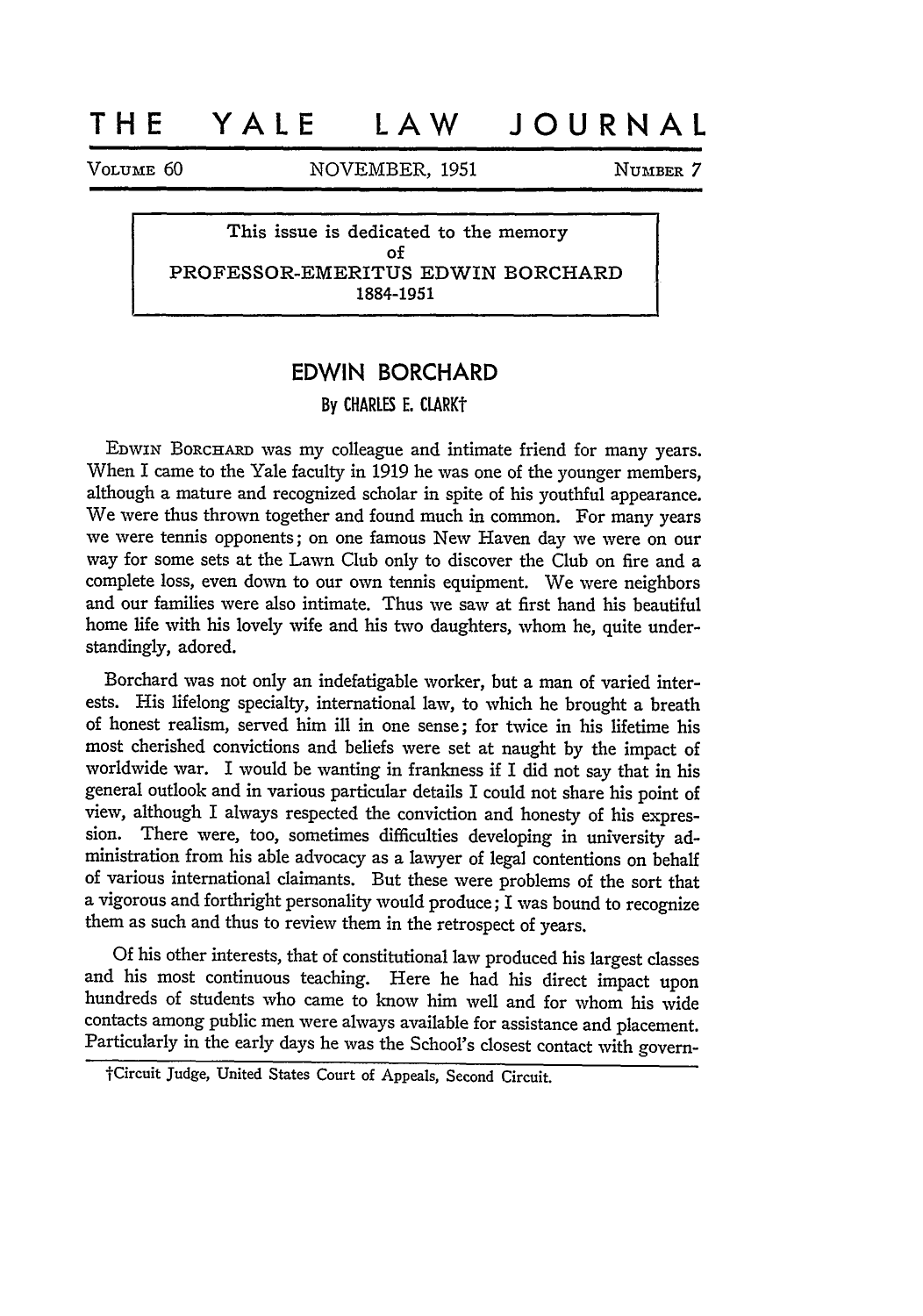# THE YALE LAW JOURNAL

VOLUME 60 NOVEMBER, 1951 NUMBER 7

This issue is dedicated to the memory
of
PROFESSOR-EMERITUS EDWIN BORCHARD
1884-1951

## EDWIN BORCHARD

By CHARLES E. CLARK†

EDWIN BORCHARD was my colleague and intimate friend for many years. When I came to the Yale faculty in 1919 he was one of the younger members, although a mature and recognized scholar in spite of his youthful appearance. We were thus thrown together and found much in common. For many years we were tennis opponents; on one famous New Haven day we were on our way for some sets at the Lawn Club only to discover the Club on fire and a complete loss, even down to our own tennis equipment. We were neighbors and our families were also intimate. Thus we saw at first hand his beautiful home life with his lovely wife and his two daughters, whom he, quite understandingly, adored.

Borchard was not only an indefatigable worker, but a man of varied interests. His lifelong specialty, international law, to which he brought a breath of honest realism, served him ill in one sense; for twice in his lifetime his most cherished convictions and beliefs were set at naught by the impact of worldwide war. I would be wanting in frankness if I did not say that in his general outlook and in various particular details I could not share his point of view, although I always respected the conviction and honesty of his expression. There were, too, sometimes difficulties developing in university administration from his able advocacy as a lawyer of legal contentions on behalf of various international claimants. But these were problems of the sort that a vigorous and forthright personality would produce; I was bound to recognize them as such and thus to review them in the retrospect of years.

Of his other interests, that of constitutional law produced his largest classes and his most continuous teaching. Here he had his direct impact upon hundreds of students who came to know him well and for whom his wide contacts among public men were always available for assistance and placement. Particularly in the early days he was the School's closest contact with govern-

†Circuit Judge, United States Court of Appeals, Second Circuit.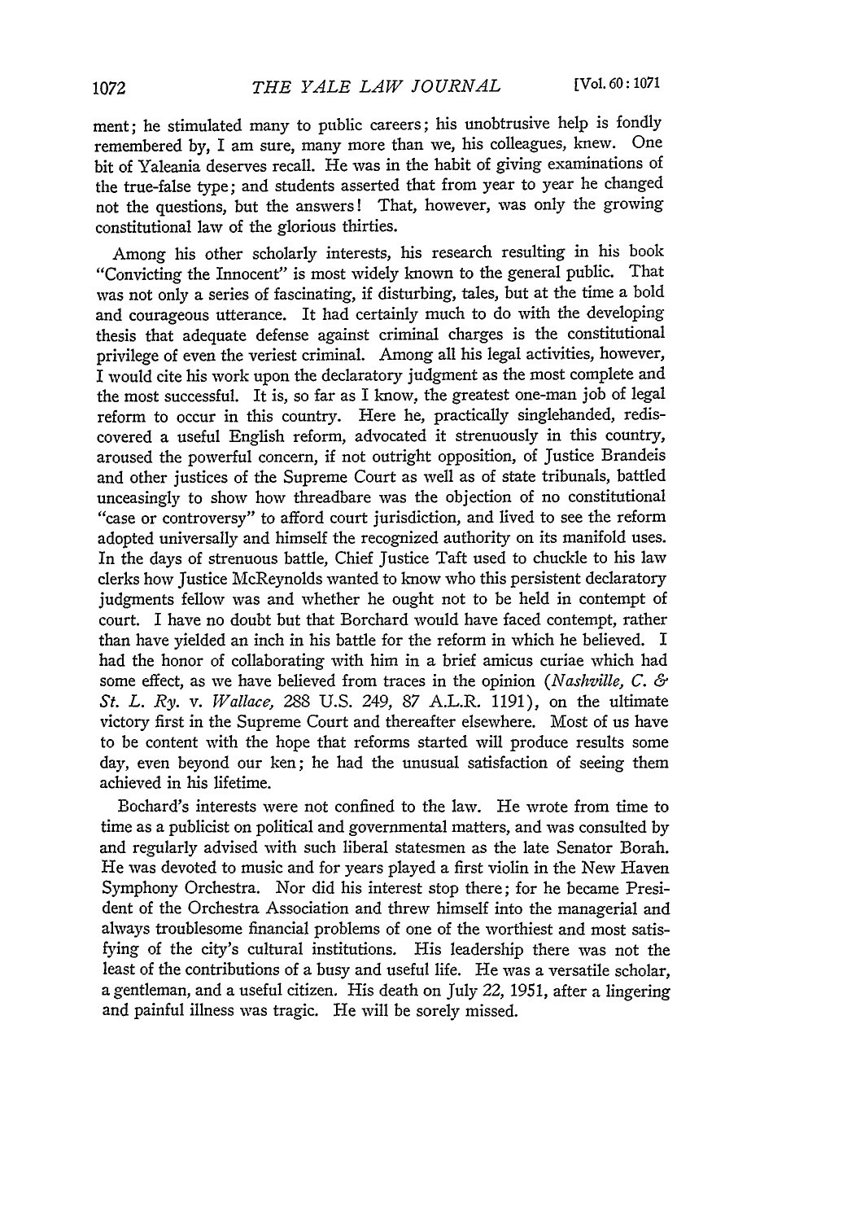ment; he stimulated many to public careers; his unobtrusive help is fondly remembered by, I am sure, many more than we, his colleagues, knew. One bit of Yaleania deserves recall. He was in the habit of giving examinations of the true-false type; and students asserted that from year to year he changed not the questions, but the answers! That, however, was only the growing constitutional law of the glorious thirties.

Among his other scholarly interests, his research resulting in his book "Convicting the Innocent" is most widely known to the general public. That was not only a series of fascinating, if disturbing, tales, but at the time a bold and courageous utterance. It had certainly much to do with the developing thesis that adequate defense against criminal charges is the constitutional privilege of even the veriest criminal. Among all his legal activities, however, I would cite his work upon the declaratory judgment as the most complete and the most successful. It is, so far as I know, the greatest one-man job of legal reform to occur in this country. Here he, practically singlehanded, rediscovered a useful English reform, advocated it strenuously in this country, aroused the powerful concern, if not outright opposition, of Justice Brandeis and other justices of the Supreme Court as well as of state tribunals, battled unceasingly to show how threadbare was the objection of no constitutional "case or controversy" to afford court jurisdiction, and lived to see the reform adopted universally and himself the recognized authority on its manifold uses. In the days of strenuous battle, Chief Justice Taft used to chuckle to his law clerks how Justice McReynolds wanted to know who this persistent declaratory judgments fellow was and whether he ought not to be held in contempt of court. I have no doubt but that Borchard would have faced contempt, rather than have yielded an inch in his battle for the reform in which he believed. I had the honor of collaborating with him in a brief amicus curiae which had some effect, as we have believed from traces in the opinion (*Nashville, C. & St. L. Ry.* v. *Wallace,* 288 U.S. 249, 87 A.L.R. 1191), on the ultimate victory first in the Supreme Court and thereafter elsewhere. Most of us have to be content with the hope that reforms started will produce results some day, even beyond our ken; he had the unusual satisfaction of seeing them achieved in his lifetime.

Bochard's interests were not confined to the law. He wrote from time to time as a publicist on political and governmental matters, and was consulted by and regularly advised with such liberal statesmen as the late Senator Borah. He was devoted to music and for years played a first violin in the New Haven Symphony Orchestra. Nor did his interest stop there; for he became President of the Orchestra Association and threw himself into the managerial and always troublesome financial problems of one of the worthiest and most satisfying of the city's cultural institutions. His leadership there was not the least of the contributions of a busy and useful life. He was a versatile scholar, a gentleman, and a useful citizen. His death on July 22, 1951, after a lingering and painful illness was tragic. He will be sorely missed.